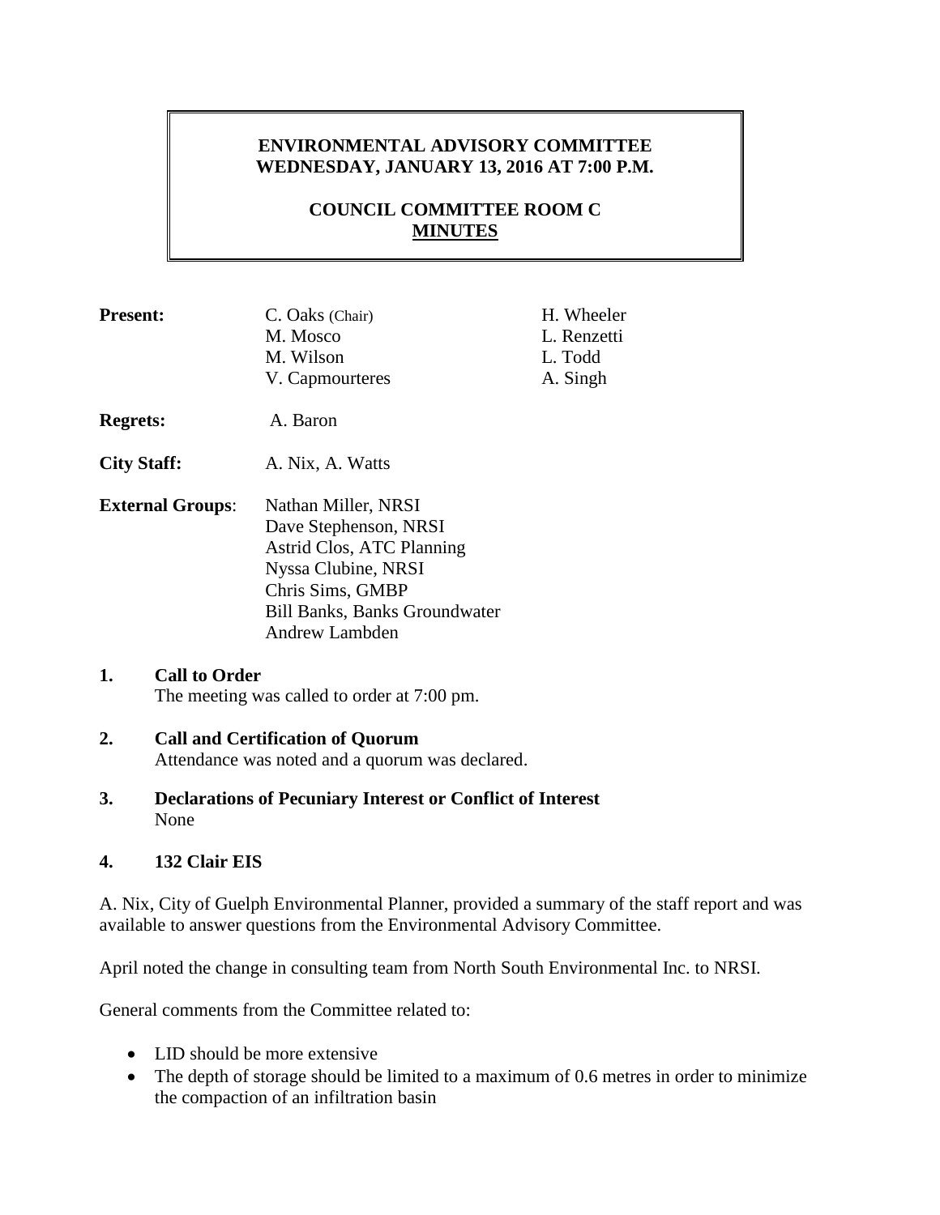**ENVIRONMENTAL ADVISORY COMMITTEE**
**WEDNESDAY, JANUARY 13, 2016 AT 7:00 P.M.**

**COUNCIL COMMITTEE ROOM C**
**MINUTES**

**Present:** C. Oaks (Chair), M. Mosco, M. Wilson, V. Capmourteres, H. Wheeler, L. Renzetti, L. Todd, A. Singh

**Regrets:** A. Baron

**City Staff:** A. Nix, A. Watts

**External Groups**:
Nathan Miller, NRSI
Dave Stephenson, NRSI
Astrid Clos, ATC Planning
Nyssa Clubine, NRSI
Chris Sims, GMBP
Bill Banks, Banks Groundwater
Andrew Lambden

**1. Call to Order**
The meeting was called to order at 7:00 pm.

**2. Call and Certification of Quorum**
Attendance was noted and a quorum was declared.

**3. Declarations of Pecuniary Interest or Conflict of Interest**
None

**4. 132 Clair EIS**

A. Nix, City of Guelph Environmental Planner, provided a summary of the staff report and was available to answer questions from the Environmental Advisory Committee.

April noted the change in consulting team from North South Environmental Inc. to NRSI.

General comments from the Committee related to:

- LID should be more extensive
- The depth of storage should be limited to a maximum of 0.6 metres in order to minimize the compaction of an infiltration basin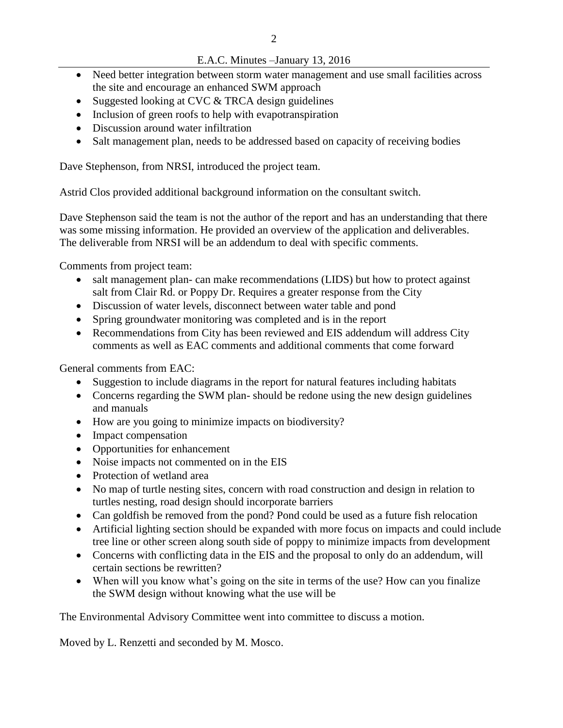- Need better integration between storm water management and use small facilities across the site and encourage an enhanced SWM approach
- Suggested looking at CVC & TRCA design guidelines
- Inclusion of green roofs to help with evapotranspiration
- Discussion around water infiltration
- Salt management plan, needs to be addressed based on capacity of receiving bodies

Dave Stephenson, from NRSI, introduced the project team.

Astrid Clos provided additional background information on the consultant switch.

Dave Stephenson said the team is not the author of the report and has an understanding that there was some missing information. He provided an overview of the application and deliverables. The deliverable from NRSI will be an addendum to deal with specific comments.

Comments from project team:

- salt management plan- can make recommendations (LIDS) but how to protect against salt from Clair Rd. or Poppy Dr. Requires a greater response from the City
- Discussion of water levels, disconnect between water table and pond
- Spring groundwater monitoring was completed and is in the report
- Recommendations from City has been reviewed and EIS addendum will address City comments as well as EAC comments and additional comments that come forward

General comments from EAC:

- Suggestion to include diagrams in the report for natural features including habitats
- Concerns regarding the SWM plan- should be redone using the new design guidelines and manuals
- How are you going to minimize impacts on biodiversity?
- Impact compensation
- Opportunities for enhancement
- Noise impacts not commented on in the EIS
- Protection of wetland area
- No map of turtle nesting sites, concern with road construction and design in relation to turtles nesting, road design should incorporate barriers
- Can goldfish be removed from the pond? Pond could be used as a future fish relocation
- Artificial lighting section should be expanded with more focus on impacts and could include tree line or other screen along south side of poppy to minimize impacts from development
- Concerns with conflicting data in the EIS and the proposal to only do an addendum, will certain sections be rewritten?
- When will you know what's going on the site in terms of the use? How can you finalize the SWM design without knowing what the use will be

The Environmental Advisory Committee went into committee to discuss a motion.

Moved by L. Renzetti and seconded by M. Mosco.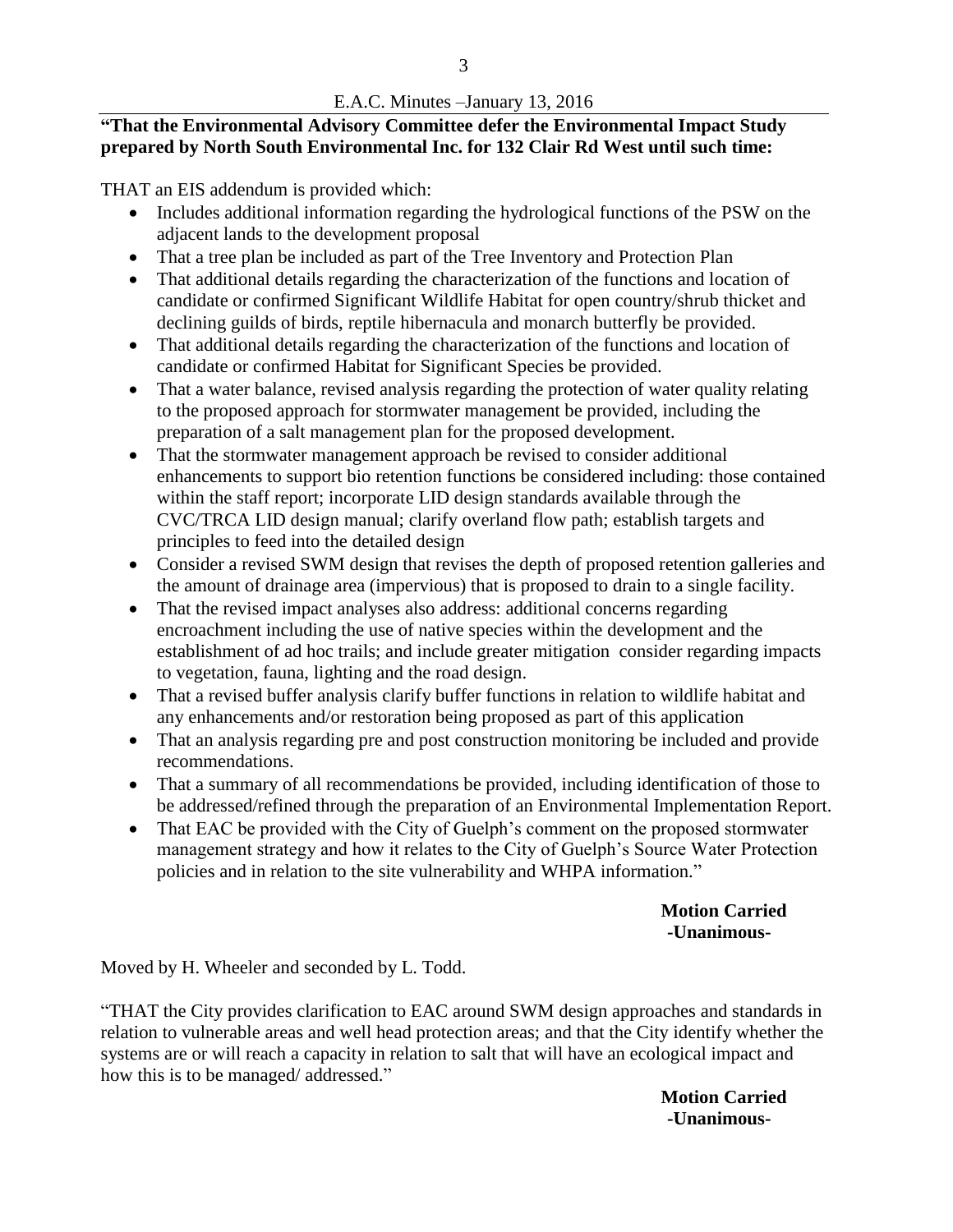**"That the Environmental Advisory Committee defer the Environmental Impact Study prepared by North South Environmental Inc. for 132 Clair Rd West until such time:**

THAT an EIS addendum is provided which:

- Includes additional information regarding the hydrological functions of the PSW on the adjacent lands to the development proposal
- That a tree plan be included as part of the Tree Inventory and Protection Plan
- That additional details regarding the characterization of the functions and location of candidate or confirmed Significant Wildlife Habitat for open country/shrub thicket and declining guilds of birds, reptile hibernacula and monarch butterfly be provided.
- That additional details regarding the characterization of the functions and location of candidate or confirmed Habitat for Significant Species be provided.
- That a water balance, revised analysis regarding the protection of water quality relating to the proposed approach for stormwater management be provided, including the preparation of a salt management plan for the proposed development.
- That the stormwater management approach be revised to consider additional enhancements to support bio retention functions be considered including: those contained within the staff report; incorporate LID design standards available through the CVC/TRCA LID design manual; clarify overland flow path; establish targets and principles to feed into the detailed design
- Consider a revised SWM design that revises the depth of proposed retention galleries and the amount of drainage area (impervious) that is proposed to drain to a single facility.
- That the revised impact analyses also address: additional concerns regarding encroachment including the use of native species within the development and the establishment of ad hoc trails; and include greater mitigation consider regarding impacts to vegetation, fauna, lighting and the road design.
- That a revised buffer analysis clarify buffer functions in relation to wildlife habitat and any enhancements and/or restoration being proposed as part of this application
- That an analysis regarding pre and post construction monitoring be included and provide recommendations.
- That a summary of all recommendations be provided, including identification of those to be addressed/refined through the preparation of an Environmental Implementation Report.
- That EAC be provided with the City of Guelph's comment on the proposed stormwater management strategy and how it relates to the City of Guelph's Source Water Protection policies and in relation to the site vulnerability and WHPA information."

**Motion Carried**
**-Unanimous-**

Moved by H. Wheeler and seconded by L. Todd.

"THAT the City provides clarification to EAC around SWM design approaches and standards in relation to vulnerable areas and well head protection areas; and that the City identify whether the systems are or will reach a capacity in relation to salt that will have an ecological impact and how this is to be managed/ addressed."

**Motion Carried**
**-Unanimous-**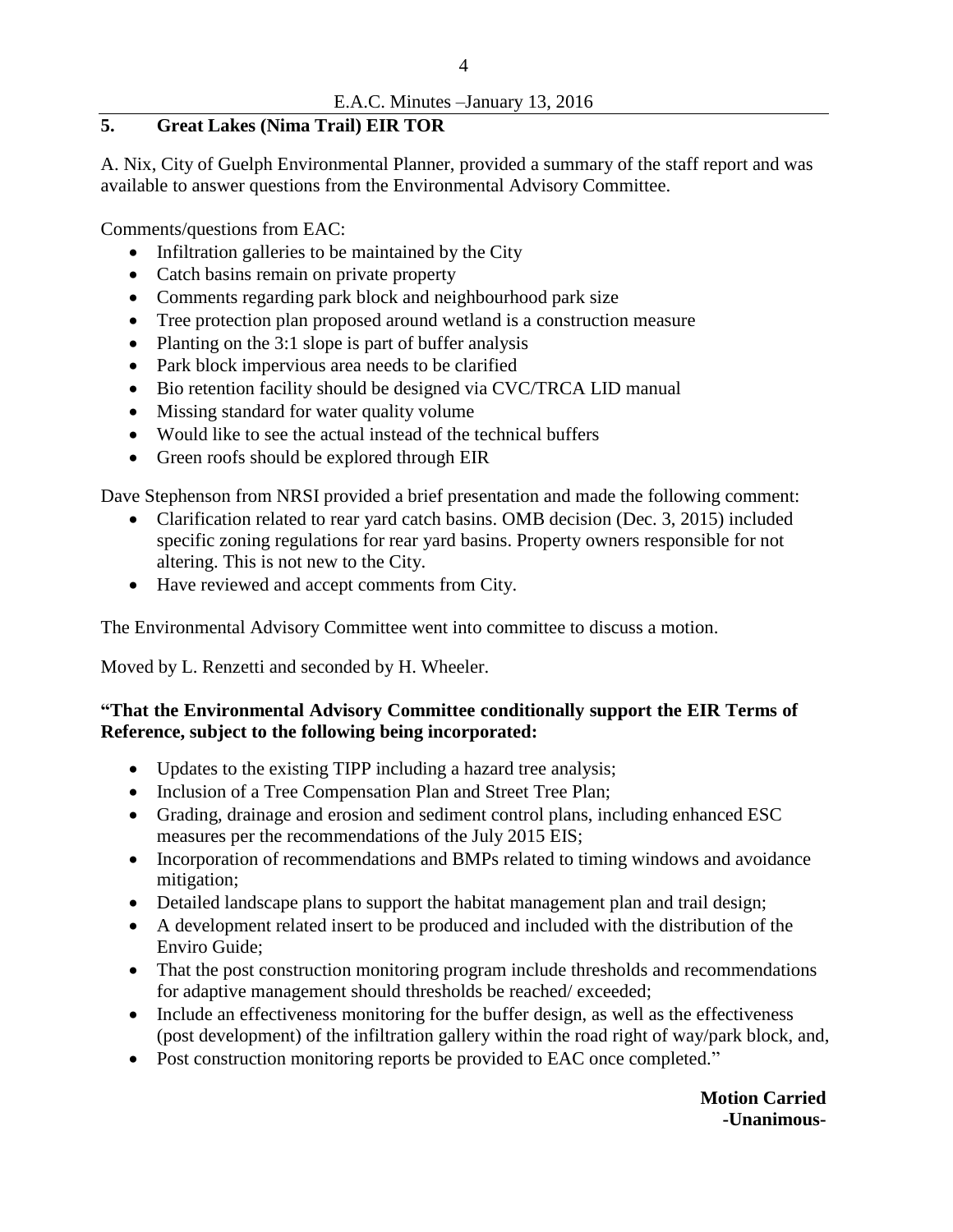## 5. Great Lakes (Nima Trail) EIR TOR

A. Nix, City of Guelph Environmental Planner, provided a summary of the staff report and was available to answer questions from the Environmental Advisory Committee.

Comments/questions from EAC:

- Infiltration galleries to be maintained by the City
- Catch basins remain on private property
- Comments regarding park block and neighbourhood park size
- Tree protection plan proposed around wetland is a construction measure
- Planting on the 3:1 slope is part of buffer analysis
- Park block impervious area needs to be clarified
- Bio retention facility should be designed via CVC/TRCA LID manual
- Missing standard for water quality volume
- Would like to see the actual instead of the technical buffers
- Green roofs should be explored through EIR

Dave Stephenson from NRSI provided a brief presentation and made the following comment:

- Clarification related to rear yard catch basins. OMB decision (Dec. 3, 2015) included specific zoning regulations for rear yard basins. Property owners responsible for not altering. This is not new to the City.
- Have reviewed and accept comments from City.

The Environmental Advisory Committee went into committee to discuss a motion.

Moved by L. Renzetti and seconded by H. Wheeler.

**"That the Environmental Advisory Committee conditionally support the EIR Terms of Reference, subject to the following being incorporated:**

- Updates to the existing TIPP including a hazard tree analysis;
- Inclusion of a Tree Compensation Plan and Street Tree Plan;
- Grading, drainage and erosion and sediment control plans, including enhanced ESC measures per the recommendations of the July 2015 EIS;
- Incorporation of recommendations and BMPs related to timing windows and avoidance mitigation;
- Detailed landscape plans to support the habitat management plan and trail design;
- A development related insert to be produced and included with the distribution of the Enviro Guide;
- That the post construction monitoring program include thresholds and recommendations for adaptive management should thresholds be reached/ exceeded;
- Include an effectiveness monitoring for the buffer design, as well as the effectiveness (post development) of the infiltration gallery within the road right of way/park block, and,
- Post construction monitoring reports be provided to EAC once completed."

**Motion Carried**
**-Unanimous-**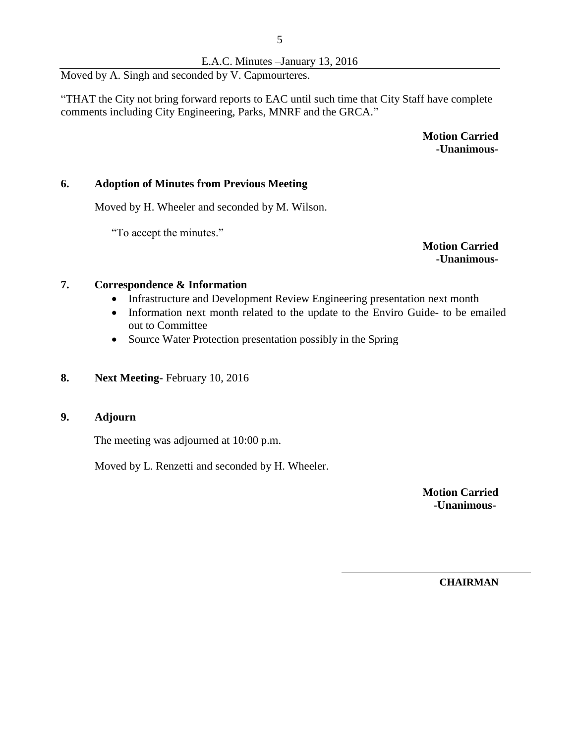Moved by A. Singh and seconded by V. Capmourteres.

"THAT the City not bring forward reports to EAC until such time that City Staff have complete comments including City Engineering, Parks, MNRF and the GRCA."

**Motion Carried**
**-Unanimous-**

## 6. Adoption of Minutes from Previous Meeting

Moved by H. Wheeler and seconded by M. Wilson.

"To accept the minutes."

**Motion Carried**
**-Unanimous-**

## 7. Correspondence & Information

- Infrastructure and Development Review Engineering presentation next month
- Information next month related to the update to the Enviro Guide- to be emailed out to Committee
- Source Water Protection presentation possibly in the Spring

## 8. Next Meeting- February 10, 2016

## 9. Adjourn

The meeting was adjourned at 10:00 p.m.

Moved by L. Renzetti and seconded by H. Wheeler.

**Motion Carried**
**-Unanimous-**

______________________________

**CHAIRMAN**